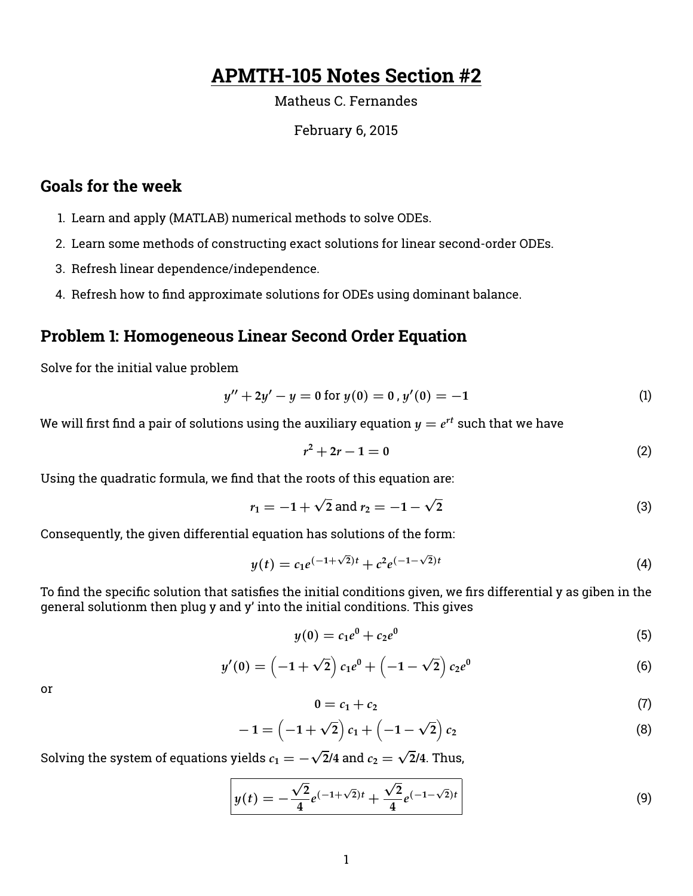# APMTH-105 Notes Section #2

Matheus C. Fernandes

February 6, 2015

## Goals for the week

1. Learn and apply (MATLAB) numerical methods to solve ODEs.
2. Learn some methods of constructing exact solutions for linear second-order ODEs.
3. Refresh linear dependence/independence.
4. Refresh how to find approximate solutions for ODEs using dominant balance.

## Problem 1: Homogeneous Linear Second Order Equation

Solve for the initial value problem

$$y'' + 2y' - y = 0 \text{ for } y(0) = 0\,,\, y'(0) = -1 \tag{1}$$

We will first find a pair of solutions using the auxiliary equation $y = e^{rt}$ such that we have

$$r^2 + 2r - 1 = 0 \tag{2}$$

Using the quadratic formula, we find that the roots of this equation are:

$$r_1 = -1 + \sqrt{2} \text{ and } r_2 = -1 - \sqrt{2} \tag{3}$$

Consequently, the given differential equation has solutions of the form:

$$y(t) = c_1 e^{(-1+\sqrt{2})t} + c^2 e^{(-1-\sqrt{2})t} \tag{4}$$

To find the specific solution that satisfies the initial conditions given, we firs differential y as giben in the general solutionm then plug y and y' into the initial conditions. This gives

$$y(0) = c_1 e^0 + c_2 e^0 \tag{5}$$

$$y'(0) = \left(-1+\sqrt{2}\right) c_1 e^0 + \left(-1-\sqrt{2}\right) c_2 e^0 \tag{6}$$

or

$$0 = c_1 + c_2 \tag{7}$$

$$-1 = \left(-1+\sqrt{2}\right) c_1 + \left(-1-\sqrt{2}\right) c_2 \tag{8}$$

Solving the system of equations yields $c_1 = -\sqrt{2}/4$ and $c_2 = \sqrt{2}/4$. Thus,

$$\boxed{y(t) = -\frac{\sqrt{2}}{4} e^{(-1+\sqrt{2})t} + \frac{\sqrt{2}}{4} e^{(-1-\sqrt{2})t}} \tag{9}$$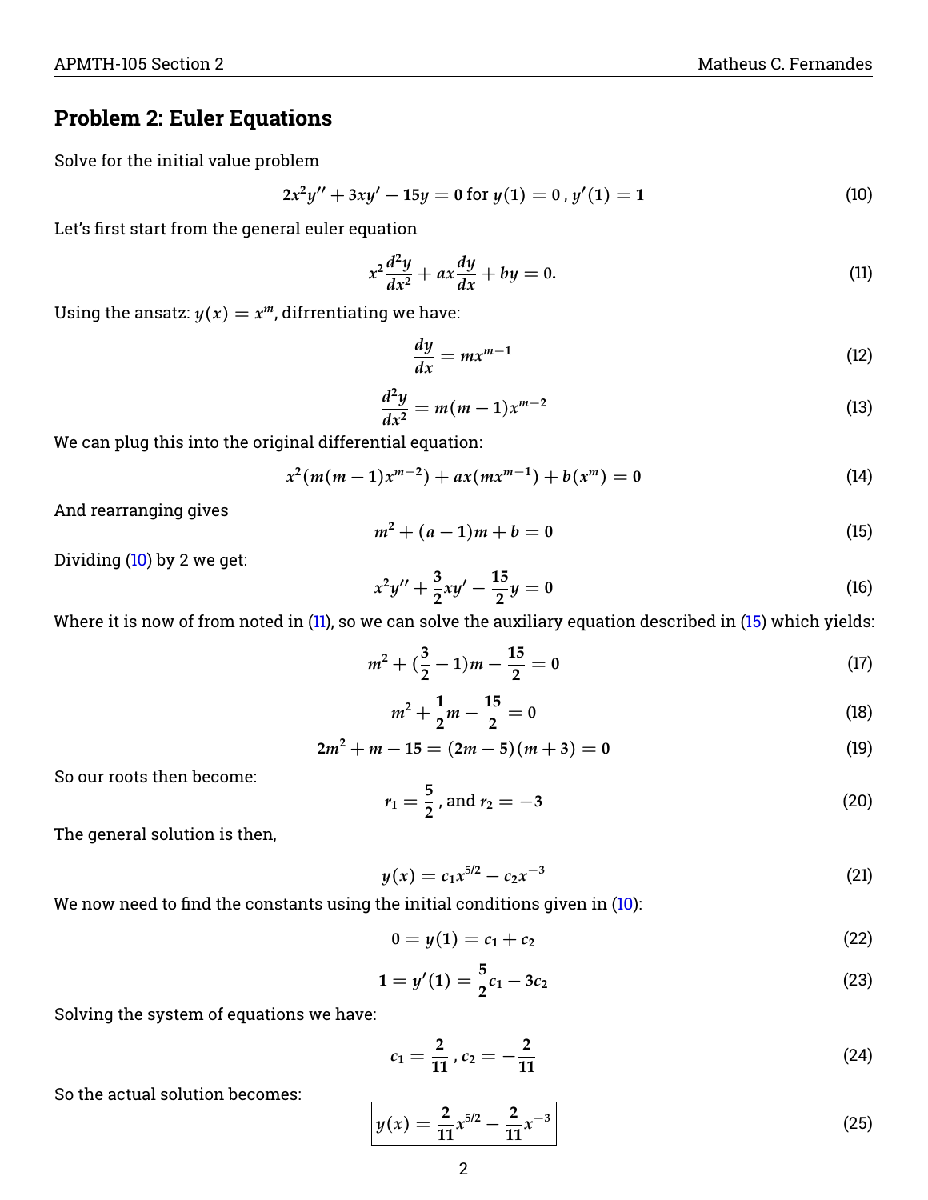## Problem 2: Euler Equations

Solve for the initial value problem

$$2x^2y'' + 3xy' - 15y = 0 \text{ for } y(1) = 0\,,\, y'(1) = 1 \tag{10}$$

Let's first start from the general euler equation

$$x^2\frac{d^2y}{dx^2} + ax\frac{dy}{dx} + by = 0. \tag{11}$$

Using the ansatz: $y(x) = x^m$, difrrentiating we have:

$$\frac{dy}{dx} = mx^{m-1} \tag{12}$$

$$\frac{d^2y}{dx^2} = m(m-1)x^{m-2} \tag{13}$$

We can plug this into the original differential equation:

$$x^2(m(m-1)x^{m-2}) + ax(mx^{m-1}) + b(x^m) = 0 \tag{14}$$

And rearranging gives

$$m^2 + (a-1)m + b = 0 \tag{15}$$

Dividing (10) by 2 we get:

$$x^2y'' + \frac{3}{2}xy' - \frac{15}{2}y = 0 \tag{16}$$

Where it is now of from noted in (11), so we can solve the auxiliary equation described in (15) which yields:

$$m^2 + (\frac{3}{2} - 1)m - \frac{15}{2} = 0 \tag{17}$$

$$m^2 + \frac{1}{2}m - \frac{15}{2} = 0 \tag{18}$$

$$2m^2 + m - 15 = (2m-5)(m+3) = 0 \tag{19}$$

So our roots then become:

$$r_1 = \frac{5}{2}\,, \text{and } r_2 = -3 \tag{20}$$

The general solution is then,

$$y(x) = c_1x^{5/2} - c_2x^{-3} \tag{21}$$

We now need to find the constants using the initial conditions given in (10):

$$0 = y(1) = c_1 + c_2 \tag{22}$$

$$1 = y'(1) = \frac{5}{2}c_1 - 3c_2 \tag{23}$$

Solving the system of equations we have:

$$c_1 = \frac{2}{11}\,, c_2 = -\frac{2}{11} \tag{24}$$

So the actual solution becomes:

$$\boxed{y(x) = \frac{2}{11}x^{5/2} - \frac{2}{11}x^{-3}} \tag{25}$$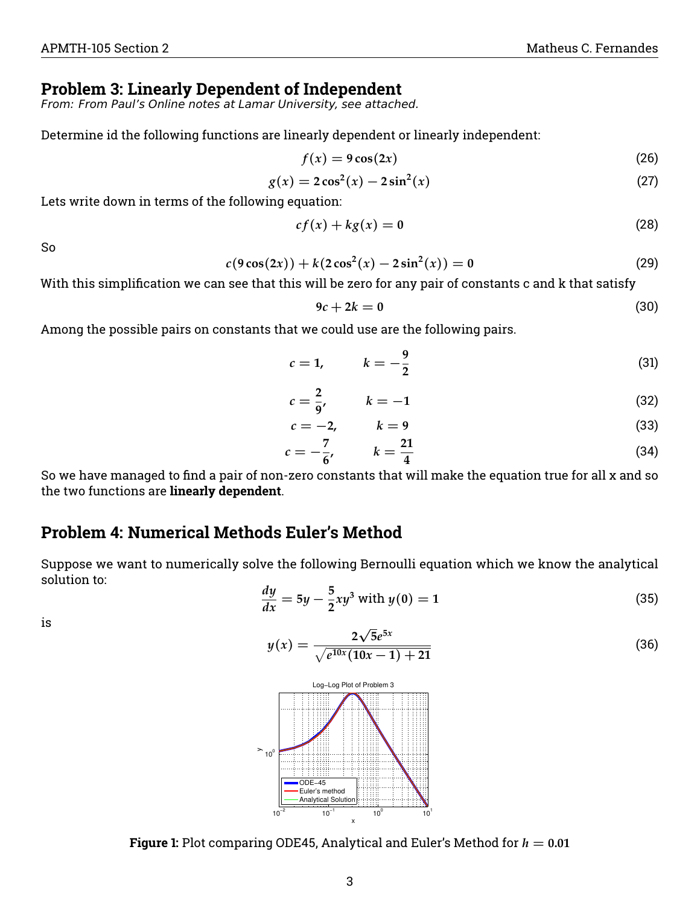## Problem 3: Linearly Dependent of Independent

*From: From Paul's Online notes at Lamar University, see attached.*

Determine id the following functions are linearly dependent or linearly independent:

$$f(x) = 9\cos(2x) \tag{26}$$

$$g(x) = 2\cos^2(x) - 2\sin^2(x) \tag{27}$$

Lets write down in terms of the following equation:

$$cf(x) + kg(x) = 0 \tag{28}$$

So

$$c(9\cos(2x)) + k(2\cos^2(x) - 2\sin^2(x)) = 0 \tag{29}$$

With this simplification we can see that this will be zero for any pair of constants c and k that satisfy

$$9c + 2k = 0 \tag{30}$$

Among the possible pairs on constants that we could use are the following pairs.

$$c = 1, \qquad k = -\frac{9}{2} \tag{31}$$

$$c = \frac{2}{9}, \qquad k = -1 \tag{32}$$

$$c = -2, \qquad k = 9 \tag{33}$$

$$c = -\frac{7}{6}, \qquad k = \frac{21}{4} \tag{34}$$

So we have managed to find a pair of non-zero constants that will make the equation true for all x and so the two functions are **linearly dependent**.

## Problem 4: Numerical Methods Euler's Method

Suppose we want to numerically solve the following Bernoulli equation which we know the analytical solution to:

$$\frac{dy}{dx} = 5y - \frac{5}{2}xy^3 \text{ with } y(0) = 1 \tag{35}$$

is

$$y(x) = \frac{2\sqrt{5}e^{5x}}{\sqrt{e^{10x}(10x-1)+21}} \tag{36}$$

**Figure 1:** Plot comparing ODE45, Analytical and Euler's Method for $h = 0.01$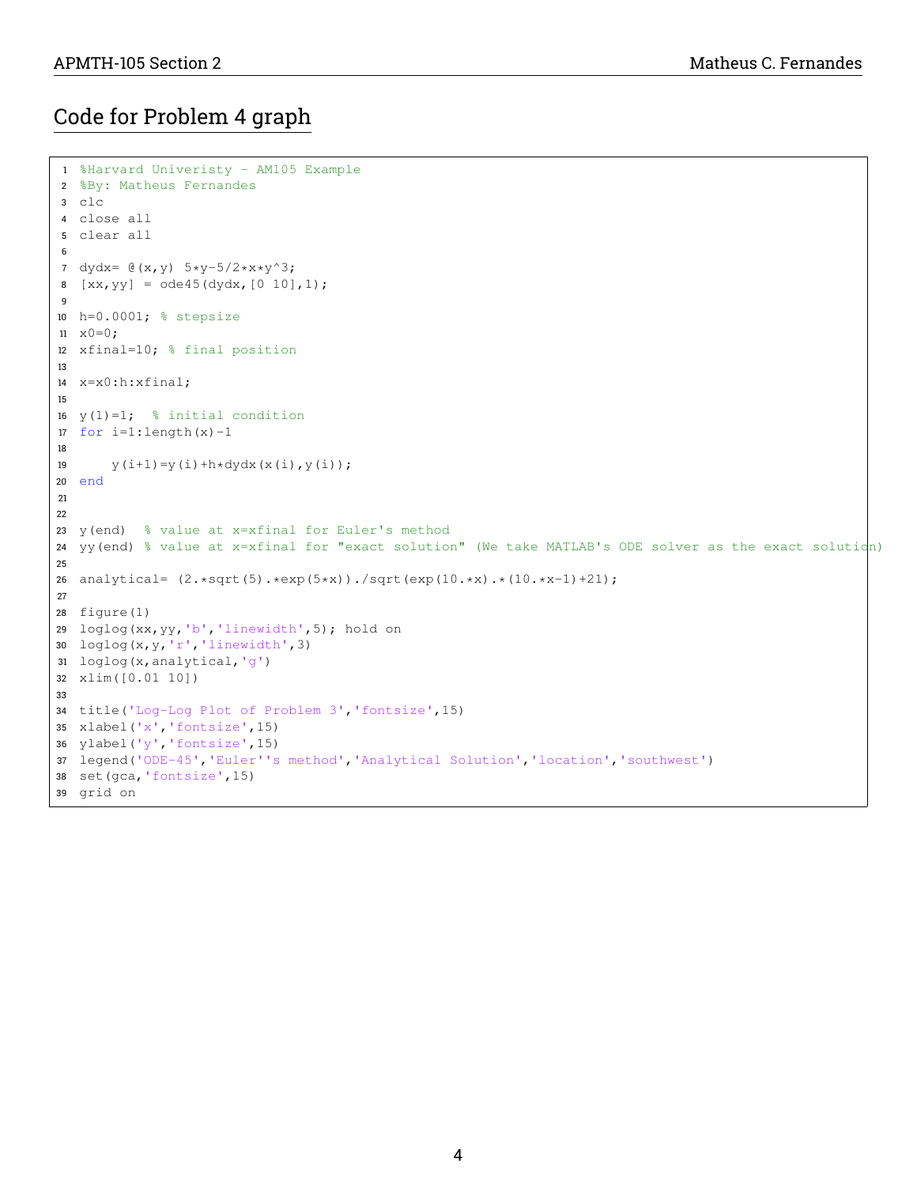## Code for Problem 4 graph

```
%Harvard Univeristy - AM105 Example
%By: Matheus Fernandes
clc
close all
clear all

dydx= @(x,y) 5*y-5/2*x*y^3;
[xx,yy] = ode45(dydx,[0 10],1);

h=0.0001; % stepsize
x0=0;
xfinal=10; % final position

x=x0:h:xfinal;

y(1)=1;  % initial condition
for i=1:length(x)-1

    y(i+1)=y(i)+h*dydx(x(i),y(i));
end


y(end)  % value at x=xfinal for Euler's method
yy(end) % value at x=xfinal for "exact solution" (We take MATLAB's ODE solver as the exact solution)

analytical= (2.*sqrt(5).*exp(5*x))./sqrt(exp(10.*x).*(10.*x-1)+21);

figure(1)
loglog(xx,yy,'b','linewidth',5); hold on
loglog(x,y,'r','linewidth',3)
loglog(x,analytical,'g')
xlim([0.01 10])

title('Log-Log Plot of Problem 3','fontsize',15)
xlabel('x','fontsize',15)
ylabel('y','fontsize',15)
legend('ODE-45','Euler''s method','Analytical Solution','location','southwest')
set(gca,'fontsize',15)
grid on
```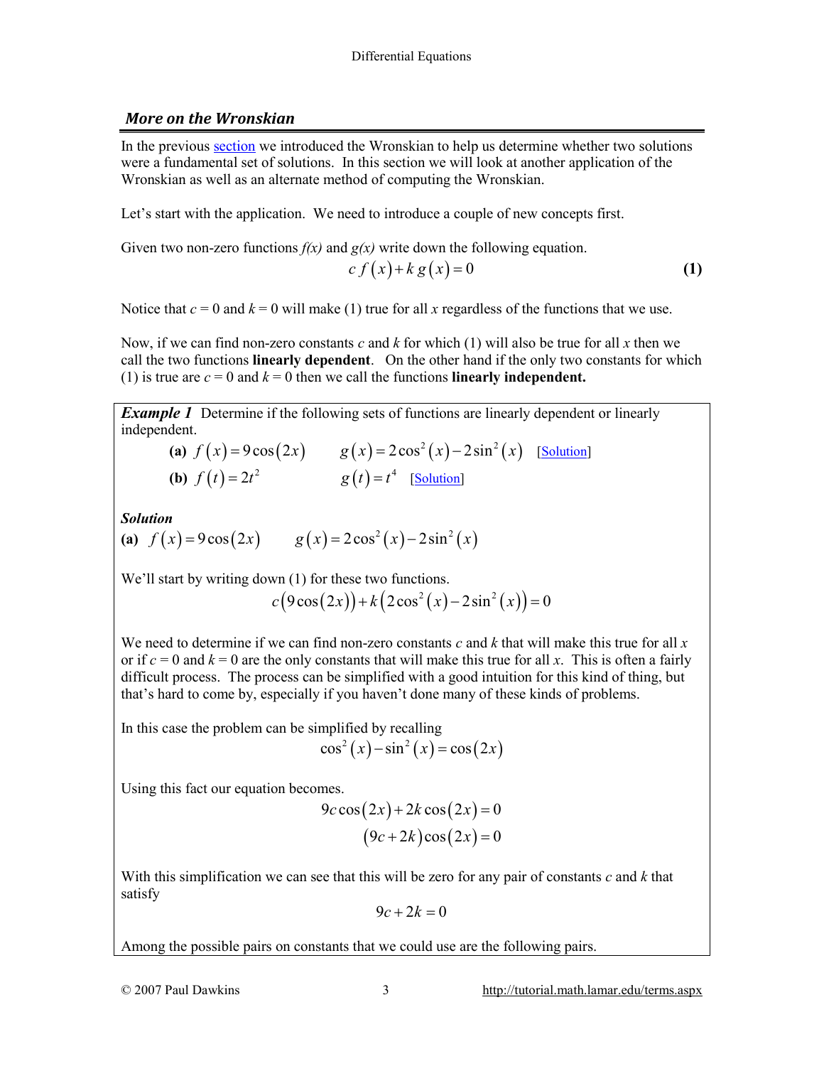## *More on the Wronskian*

In the previous section we introduced the Wronskian to help us determine whether two solutions were a fundamental set of solutions. In this section we will look at another application of the Wronskian as well as an alternate method of computing the Wronskian.

Let's start with the application. We need to introduce a couple of new concepts first.

Given two non-zero functions *f(x)* and *g(x)* write down the following equation.

$$c\,f(x) + k\,g(x) = 0 \qquad \textbf{(1)}$$

Notice that $c = 0$ and $k = 0$ will make (1) true for all $x$ regardless of the functions that we use.

Now, if we can find non-zero constants $c$ and $k$ for which (1) will also be true for all $x$ then we call the two functions **linearly dependent**. On the other hand if the only two constants for which (1) is true are $c = 0$ and $k = 0$ then we call the functions **linearly independent.**

***Example 1*** Determine if the following sets of functions are linearly dependent or linearly independent.

**(a)** $f(x) = 9\cos(2x) \qquad g(x) = 2\cos^2(x) - 2\sin^2(x)$ [Solution]

**(b)** $f(t) = 2t^2 \qquad g(t) = t^4$ [Solution]

***Solution***

**(a)** $f(x) = 9\cos(2x) \qquad g(x) = 2\cos^2(x) - 2\sin^2(x)$

We'll start by writing down (1) for these two functions.

$$c\left(9\cos(2x)\right) + k\left(2\cos^2(x) - 2\sin^2(x)\right) = 0$$

We need to determine if we can find non-zero constants $c$ and $k$ that will make this true for all $x$ or if $c = 0$ and $k = 0$ are the only constants that will make this true for all $x$. This is often a fairly difficult process. The process can be simplified with a good intuition for this kind of thing, but that's hard to come by, especially if you haven't done many of these kinds of problems.

In this case the problem can be simplified by recalling

$$\cos^2(x) - \sin^2(x) = \cos(2x)$$

Using this fact our equation becomes.

$$9c\cos(2x) + 2k\cos(2x) = 0$$
$$(9c + 2k)\cos(2x) = 0$$

With this simplification we can see that this will be zero for any pair of constants $c$ and $k$ that satisfy

$$9c + 2k = 0$$

Among the possible pairs on constants that we could use are the following pairs.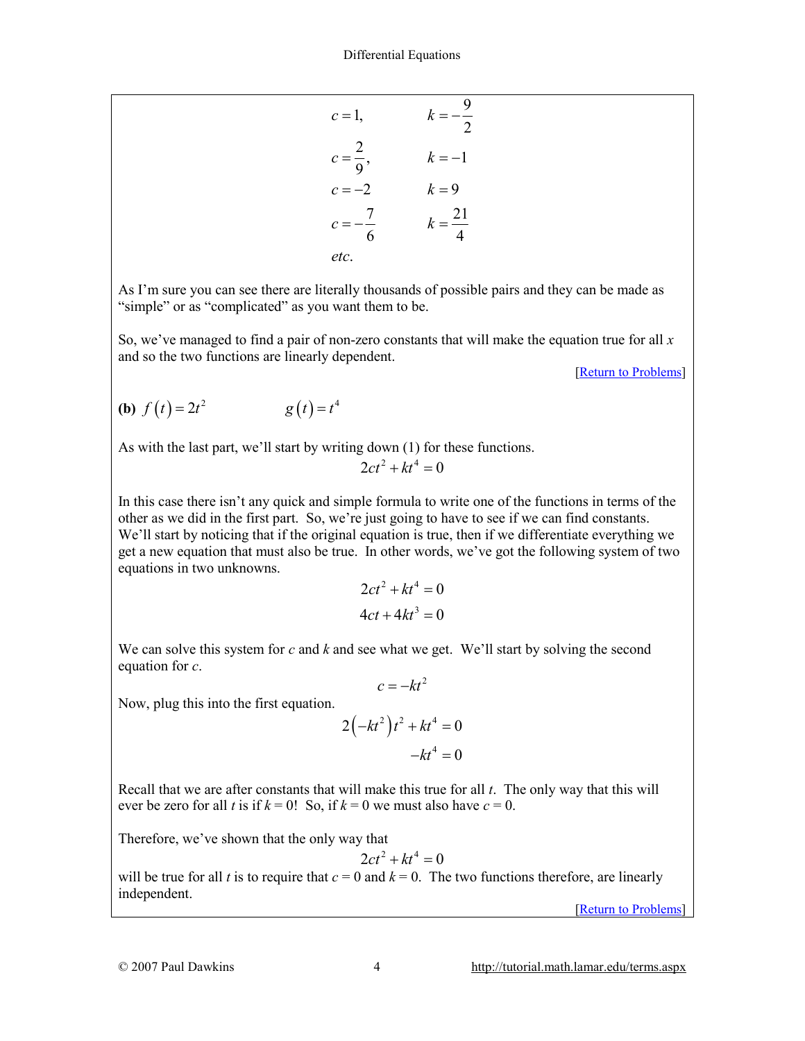$$
\begin{aligned}
c &= 1, & k &= -\frac{9}{2} \\
c &= \frac{2}{9}, & k &= -1 \\
c &= -2 & k &= 9 \\
c &= -\frac{7}{6} & k &= \frac{21}{4} \\
&etc. & &
\end{aligned}
$$

As I'm sure you can see there are literally thousands of possible pairs and they can be made as "simple" or as "complicated" as you want them to be.

So, we've managed to find a pair of non-zero constants that will make the equation true for all $x$ and so the two functions are linearly dependent.

[Return to Problems]

**(b)** $f(t) = 2t^2 \qquad g(t) = t^4$

As with the last part, we'll start by writing down (1) for these functions.

$$2ct^2 + kt^4 = 0$$

In this case there isn't any quick and simple formula to write one of the functions in terms of the other as we did in the first part. So, we're just going to have to see if we can find constants. We'll start by noticing that if the original equation is true, then if we differentiate everything we get a new equation that must also be true. In other words, we've got the following system of two equations in two unknowns.

$$
\begin{aligned}
2ct^2 + kt^4 &= 0 \\
4ct + 4kt^3 &= 0
\end{aligned}
$$

We can solve this system for $c$ and $k$ and see what we get. We'll start by solving the second equation for $c$.

$$c = -kt^2$$

Now, plug this into the first equation.

$$
\begin{aligned}
2\left(-kt^2\right)t^2 + kt^4 &= 0 \\
-kt^4 &= 0
\end{aligned}
$$

Recall that we are after constants that will make this true for all $t$. The only way that this will ever be zero for all $t$ is if $k = 0$! So, if $k = 0$ we must also have $c = 0$.

Therefore, we've shown that the only way that

$$2ct^2 + kt^4 = 0$$

will be true for all $t$ is to require that $c = 0$ and $k = 0$. The two functions therefore, are linearly independent.

[Return to Problems]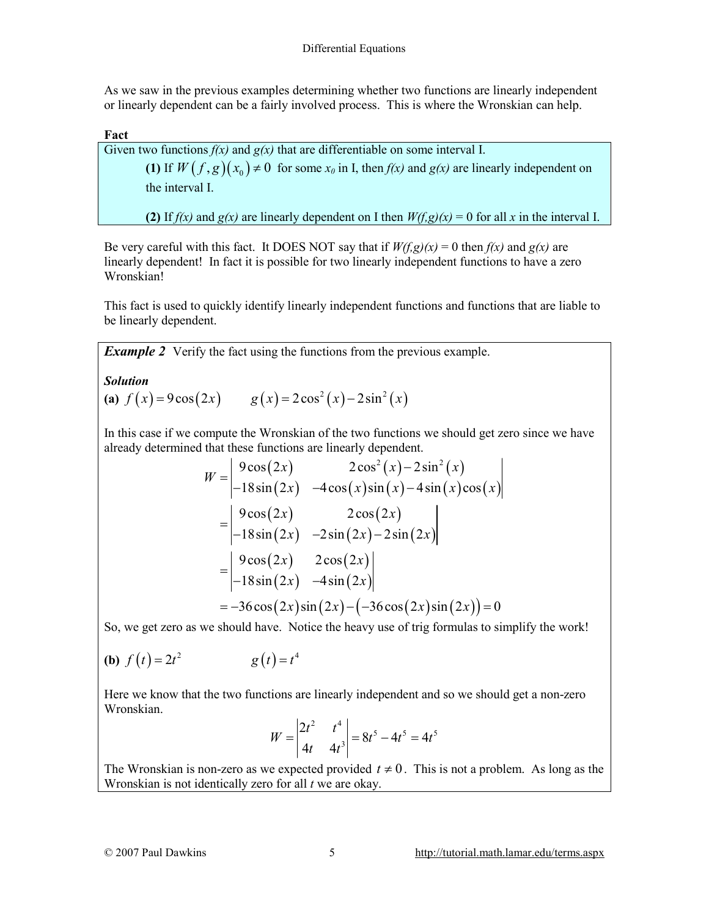As we saw in the previous examples determining whether two functions are linearly independent or linearly dependent can be a fairly involved process. This is where the Wronskian can help.

**Fact**

Given two functions *f(x)* and *g(x)* that are differentiable on some interval I.

> **(1)** If $W\left(f,g\right)\left(x_0\right) \neq 0$ for some $x_0$ in I, then *f(x)* and *g(x)* are linearly independent on the interval I.
>
> **(2)** If *f(x)* and *g(x)* are linearly dependent on I then $W(f,g)(x) = 0$ for all *x* in the interval I.

Be very careful with this fact. It DOES NOT say that if $W(f,g)(x) = 0$ then *f(x)* and *g(x)* are linearly dependent! In fact it is possible for two linearly independent functions to have a zero Wronskian!

This fact is used to quickly identify linearly independent functions and functions that are liable to be linearly dependent.

***Example 2*** Verify the fact using the functions from the previous example.

***Solution***

**(a)** $f\left(x\right) = 9\cos\left(2x\right) \qquad g\left(x\right) = 2\cos^2\left(x\right) - 2\sin^2\left(x\right)$

In this case if we compute the Wronskian of the two functions we should get zero since we have already determined that these functions are linearly dependent.

$$
\begin{aligned}
W &= \begin{vmatrix} 9\cos\left(2x\right) & 2\cos^2\left(x\right) - 2\sin^2\left(x\right) \\ -18\sin\left(2x\right) & -4\cos\left(x\right)\sin\left(x\right) - 4\sin\left(x\right)\cos\left(x\right) \end{vmatrix} \\
&= \begin{vmatrix} 9\cos\left(2x\right) & 2\cos\left(2x\right) \\ -18\sin\left(2x\right) & -2\sin\left(2x\right) - 2\sin\left(2x\right) \end{vmatrix} \\
&= \begin{vmatrix} 9\cos\left(2x\right) & 2\cos\left(2x\right) \\ -18\sin\left(2x\right) & -4\sin\left(2x\right) \end{vmatrix} \\
&= -36\cos\left(2x\right)\sin\left(2x\right) - \left(-36\cos\left(2x\right)\sin\left(2x\right)\right) = 0
\end{aligned}
$$

So, we get zero as we should have. Notice the heavy use of trig formulas to simplify the work!

**(b)** $f\left(t\right) = 2t^2 \qquad g\left(t\right) = t^4$

Here we know that the two functions are linearly independent and so we should get a non-zero Wronskian.

$$
W = \begin{vmatrix} 2t^2 & t^4 \\ 4t & 4t^3 \end{vmatrix} = 8t^5 - 4t^5 = 4t^5
$$

The Wronskian is non-zero as we expected provided $t \neq 0$. This is not a problem. As long as the Wronskian is not identically zero for all *t* we are okay.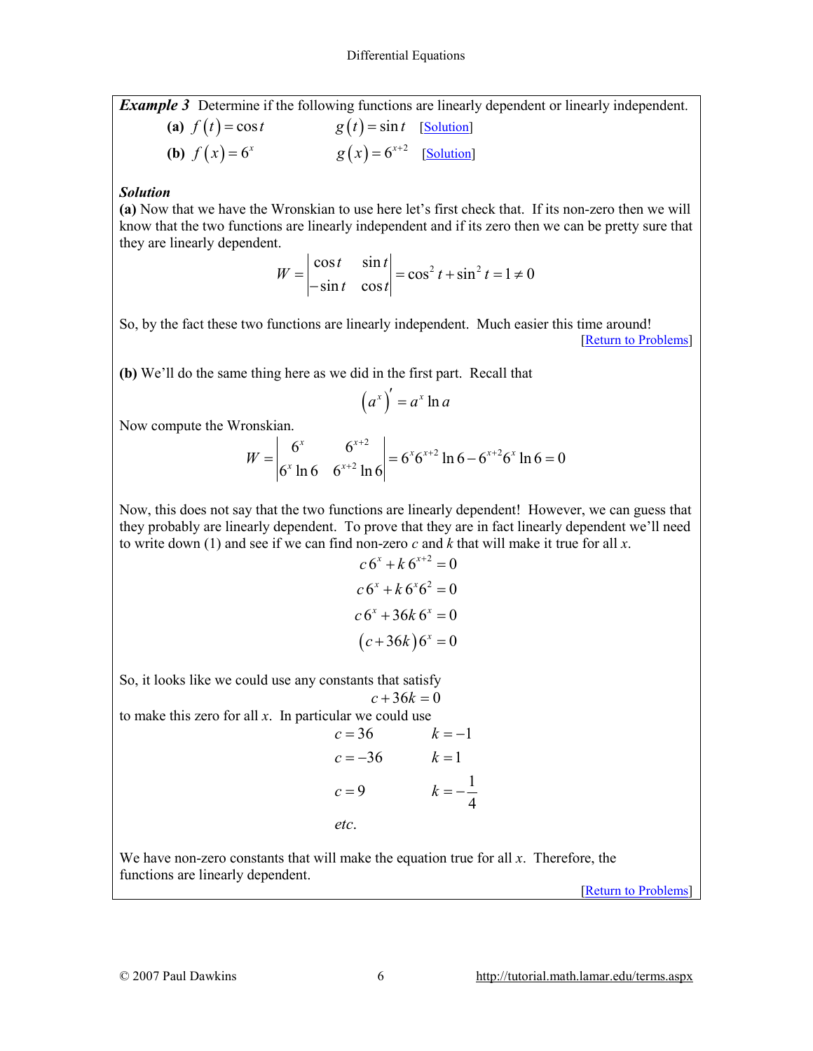***Example 3*** Determine if the following functions are linearly dependent or linearly independent.

**(a)** $f(t) = \cos t \qquad g(t) = \sin t$ [Solution]

**(b)** $f(x) = 6^x \qquad g(x) = 6^{x+2}$ [Solution]

***Solution***

**(a)** Now that we have the Wronskian to use here let's first check that. If its non-zero then we will know that the two functions are linearly independent and if its zero then we can be pretty sure that they are linearly dependent.

$$W = \begin{vmatrix} \cos t & \sin t \\ -\sin t & \cos t \end{vmatrix} = \cos^2 t + \sin^2 t = 1 \neq 0$$

So, by the fact these two functions are linearly independent. Much easier this time around!

[Return to Problems]

**(b)** We'll do the same thing here as we did in the first part. Recall that

$$\left(a^x\right)' = a^x \ln a$$

Now compute the Wronskian.

$$W = \begin{vmatrix} 6^x & 6^{x+2} \\ 6^x \ln 6 & 6^{x+2} \ln 6 \end{vmatrix} = 6^x 6^{x+2} \ln 6 - 6^{x+2} 6^x \ln 6 = 0$$

Now, this does not say that the two functions are linearly dependent! However, we can guess that they probably are linearly dependent. To prove that they are in fact linearly dependent we'll need to write down (1) and see if we can find non-zero $c$ and $k$ that will make it true for all $x$.

$$c\,6^x + k\,6^{x+2} = 0$$
$$c\,6^x + k\,6^x 6^2 = 0$$
$$c\,6^x + 36k\,6^x = 0$$
$$\left(c + 36k\right)6^x = 0$$

So, it looks like we could use any constants that satisfy

$$c + 36k = 0$$

to make this zero for all $x$. In particular we could use

$$c = 36 \qquad k = -1$$
$$c = -36 \qquad k = 1$$
$$c = 9 \qquad k = -\frac{1}{4}$$
$$etc.$$

We have non-zero constants that will make the equation true for all $x$. Therefore, the functions are linearly dependent.

[Return to Problems]